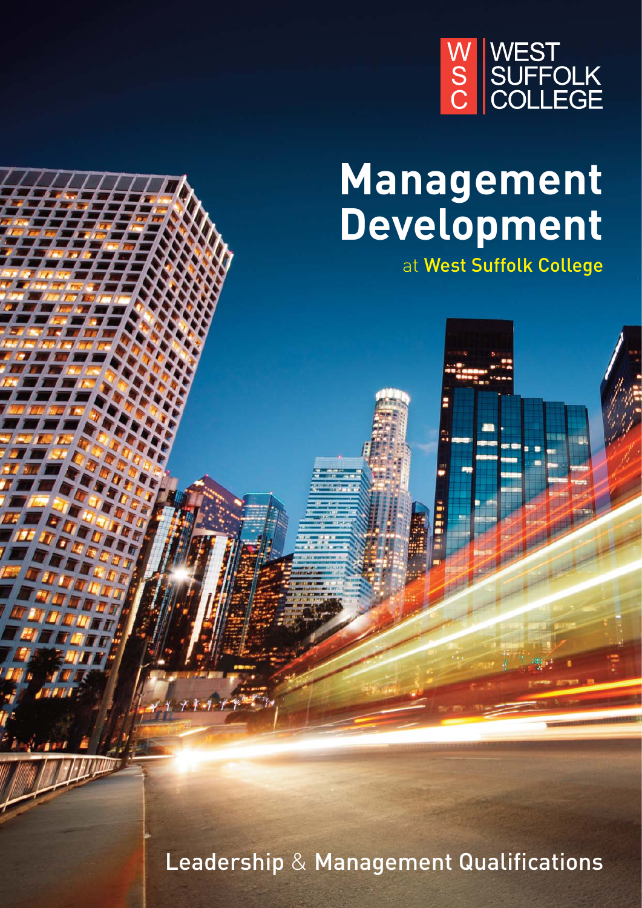WSC | WEST SUFFOLK COLLEGE

# Management Development

at West Suffolk College

Leadership & Management Qualifications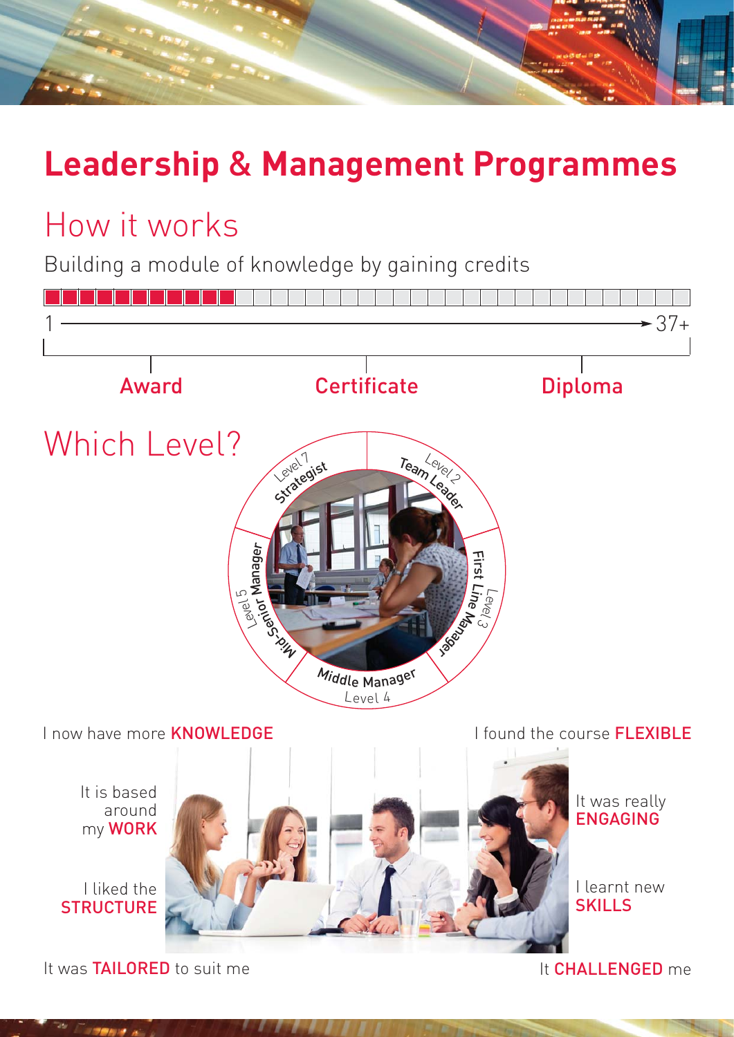# Leadership & Management Programmes

## How it works

Building a module of knowledge by gaining credits

1 → 37+

Award | Certificate | Diploma

## Which Level?

- Level 2 Team Leader
- Level 3 First Line Manager
- Level 4 Middle Manager
- Level 5 Mid-Senior Manager
- Level 7 Strategist

I now have more **KNOWLEDGE**

I found the course **FLEXIBLE**

It is based around my **WORK**

It was really **ENGAGING**

I liked the **STRUCTURE**

I learnt new **SKILLS**

It was **TAILORED** to suit me

It **CHALLENGED** me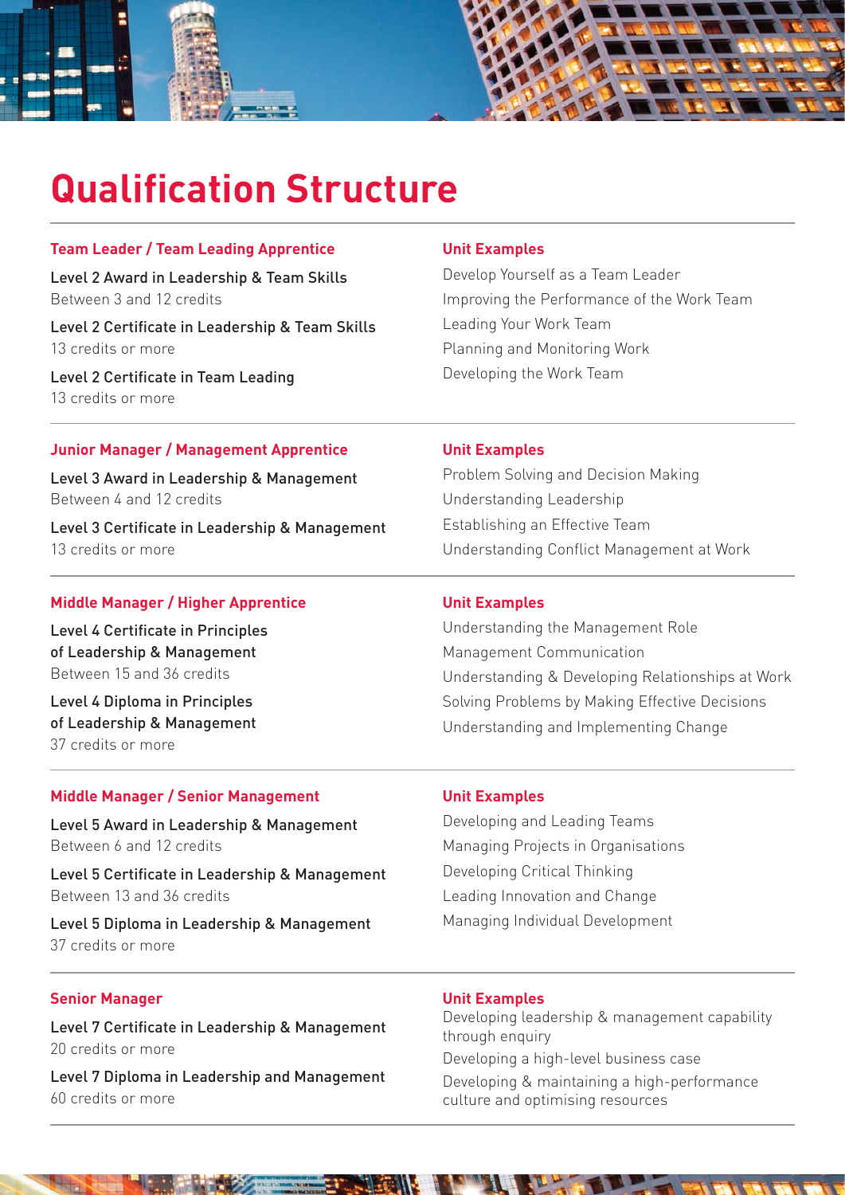# Qualification Structure

### Team Leader / Team Leading Apprentice

Level 2 Award in Leadership & Team Skills
Between 3 and 12 credits

Level 2 Certificate in Leadership & Team Skills
13 credits or more

Level 2 Certificate in Team Leading
13 credits or more

**Unit Examples**

- Develop Yourself as a Team Leader
- Improving the Performance of the Work Team
- Leading Your Work Team
- Planning and Monitoring Work
- Developing the Work Team

### Junior Manager / Management Apprentice

Level 3 Award in Leadership & Management
Between 4 and 12 credits

Level 3 Certificate in Leadership & Management
13 credits or more

**Unit Examples**

- Problem Solving and Decision Making
- Understanding Leadership
- Establishing an Effective Team
- Understanding Conflict Management at Work

### Middle Manager / Higher Apprentice

Level 4 Certificate in Principles of Leadership & Management
Between 15 and 36 credits

Level 4 Diploma in Principles of Leadership & Management
37 credits or more

**Unit Examples**

- Understanding the Management Role
- Management Communication
- Understanding & Developing Relationships at Work
- Solving Problems by Making Effective Decisions
- Understanding and Implementing Change

### Middle Manager / Senior Management

Level 5 Award in Leadership & Management
Between 6 and 12 credits

Level 5 Certificate in Leadership & Management
Between 13 and 36 credits

Level 5 Diploma in Leadership & Management
37 credits or more

**Unit Examples**

- Developing and Leading Teams
- Managing Projects in Organisations
- Developing Critical Thinking
- Leading Innovation and Change
- Managing Individual Development

### Senior Manager

Level 7 Certificate in Leadership & Management
20 credits or more

Level 7 Diploma in Leadership and Management
60 credits or more

**Unit Examples**

- Developing leadership & management capability through enquiry
- Developing a high-level business case
- Developing & maintaining a high-performance culture and optimising resources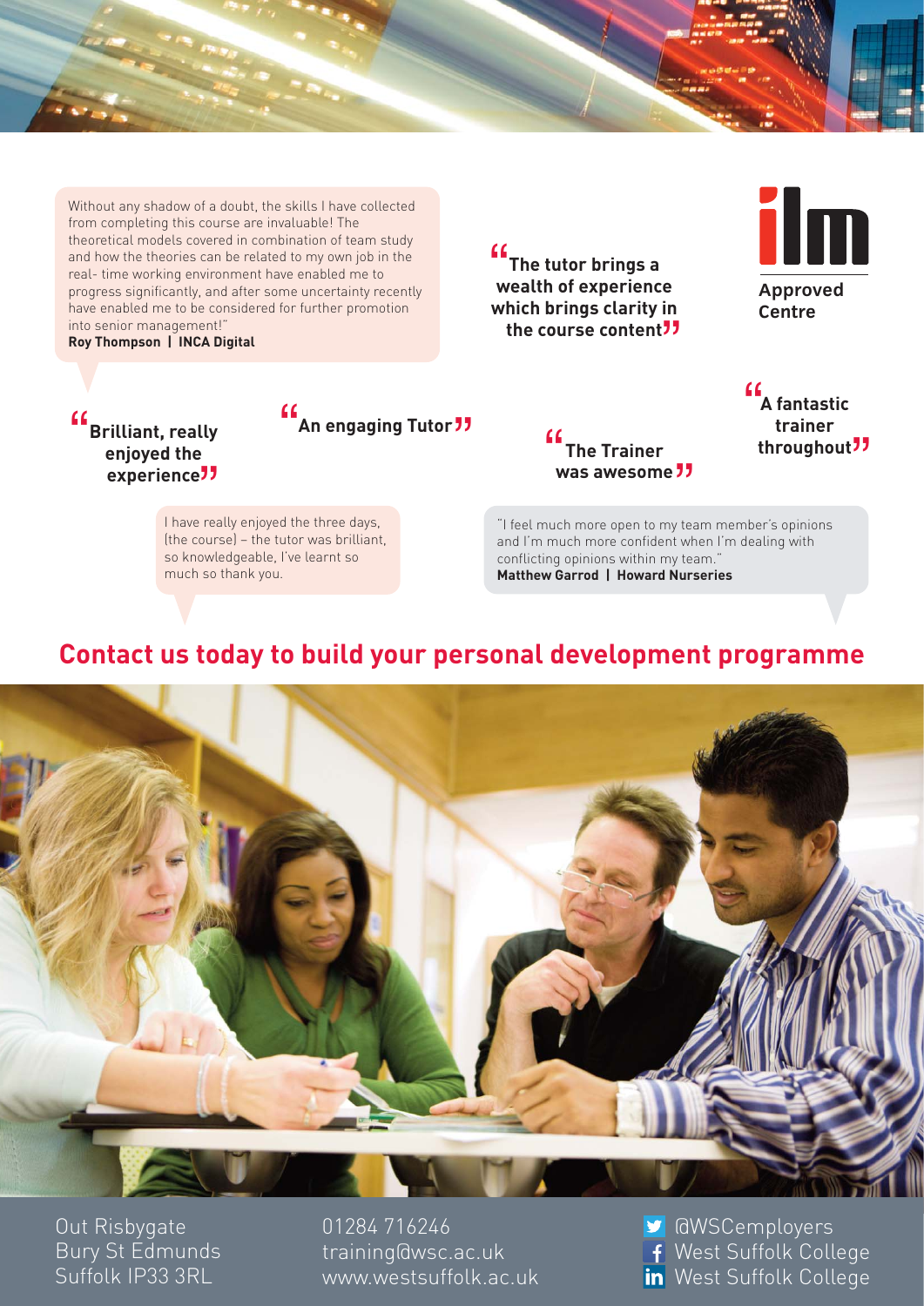Without any shadow of a doubt, the skills I have collected from completing this course are invaluable! The theoretical models covered in combination of team study and how the theories can be related to my own job in the real- time working environment have enabled me to progress significantly, and after some uncertainty recently have enabled me to be considered for further promotion into senior management!"
**Roy Thompson | INCA Digital**

**"The tutor brings a wealth of experience which brings clarity in the course content"**

ilm
Approved Centre

**"Brilliant, really enjoyed the experience"**

**"An engaging Tutor"**

**"The Trainer was awesome"**

**"A fantastic trainer throughout"**

I have really enjoyed the three days, (the course) – the tutor was brilliant, so knowledgeable, I've learnt so much so thank you.

"I feel much more open to my team member's opinions and I'm much more confident when I'm dealing with conflicting opinions within my team."
**Matthew Garrod | Howard Nurseries**

## Contact us today to build your personal development programme

Out Risbygate
Bury St Edmunds
Suffolk IP33 3RL

01284 716246
training@wsc.ac.uk
www.westsuffolk.ac.uk

@WSCemployers
West Suffolk College
West Suffolk College